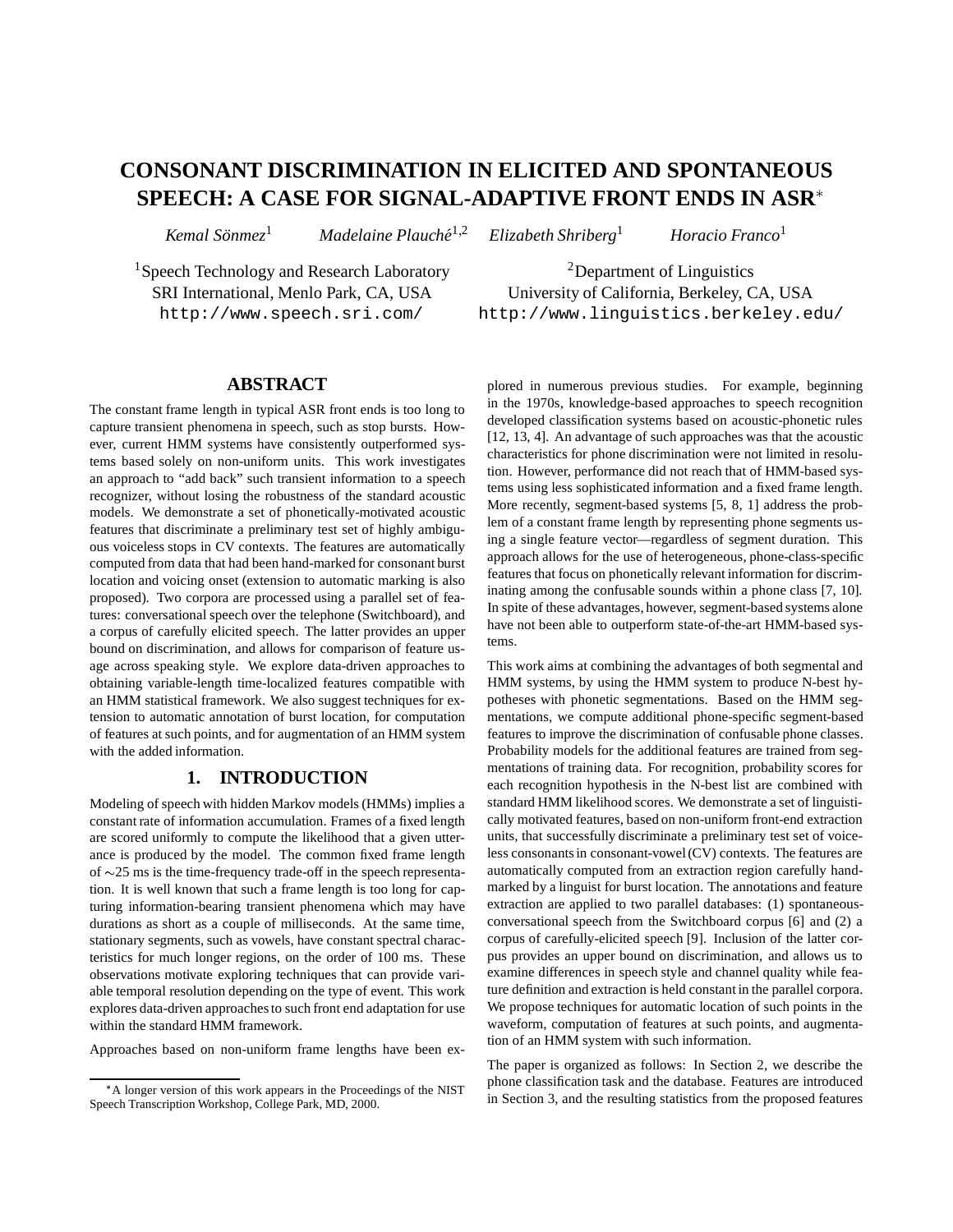# CONSONANT DISCRIMINATION IN ELICITED AND SPONTANEOUS SPEECH: A CASE FOR SIGNAL-ADAPTIVE FRONT ENDS IN ASR*

*Kemal Sönmez*[1] *Madelaine Plauché*[1,2] *Elizabeth Shriberg*[1] *Horacio Franco*[1]

[1]Speech Technology and Research Laboratory
SRI International, Menlo Park, CA, USA
http://www.speech.sri.com/

[2]Department of Linguistics
University of California, Berkeley, CA, USA
http://www.linguistics.berkeley.edu/

## ABSTRACT

The constant frame length in typical ASR front ends is too long to capture transient phenomena in speech, such as stop bursts. However, current HMM systems have consistently outperformed systems based solely on non-uniform units. This work investigates an approach to "add back" such transient information to a speech recognizer, without losing the robustness of the standard acoustic models. We demonstrate a set of phonetically-motivated acoustic features that discriminate a preliminary test set of highly ambiguous voiceless stops in CV contexts. The features are automatically computed from data that had been hand-marked for consonant burst location and voicing onset (extension to automatic marking is also proposed). Two corpora are processed using a parallel set of features: conversational speech over the telephone (Switchboard), and a corpus of carefully elicited speech. The latter provides an upper bound on discrimination, and allows for comparison of feature usage across speaking style. We explore data-driven approaches to obtaining variable-length time-localized features compatible with an HMM statistical framework. We also suggest techniques for extension to automatic annotation of burst location, for computation of features at such points, and for augmentation of an HMM system with the added information.

## 1. INTRODUCTION

Modeling of speech with hidden Markov models (HMMs) implies a constant rate of information accumulation. Frames of a fixed length are scored uniformly to compute the likelihood that a given utterance is produced by the model. The common fixed frame length of $\sim$25 ms is the time-frequency trade-off in the speech representation. It is well known that such a frame length is too long for capturing information-bearing transient phenomena which may have durations as short as a couple of milliseconds. At the same time, stationary segments, such as vowels, have constant spectral characteristics for much longer regions, on the order of 100 ms. These observations motivate exploring techniques that can provide variable temporal resolution depending on the type of event. This work explores data-driven approaches to such front end adaptation for use within the standard HMM framework.

Approaches based on non-uniform frame lengths have been explored in numerous previous studies. For example, beginning in the 1970s, knowledge-based approaches to speech recognition developed classification systems based on acoustic-phonetic rules [12, 13, 4]. An advantage of such approaches was that the acoustic characteristics for phone discrimination were not limited in resolution. However, performance did not reach that of HMM-based systems using less sophisticated information and a fixed frame length. More recently, segment-based systems [5, 8, 1] address the problem of a constant frame length by representing phone segments using a single feature vector—regardless of segment duration. This approach allows for the use of heterogeneous, phone-class-specific features that focus on phonetically relevant information for discriminating among the confusable sounds within a phone class [7, 10]. In spite of these advantages, however, segment-based systems alone have not been able to outperform state-of-the-art HMM-based systems.

This work aims at combining the advantages of both segmental and HMM systems, by using the HMM system to produce N-best hypotheses with phonetic segmentations. Based on the HMM segmentations, we compute additional phone-specific segment-based features to improve the discrimination of confusable phone classes. Probability models for the additional features are trained from segmentations of training data. For recognition, probability scores for each recognition hypothesis in the N-best list are combined with standard HMM likelihood scores. We demonstrate a set of linguistically motivated features, based on non-uniform front-end extraction units, that successfully discriminate a preliminary test set of voiceless consonants in consonant-vowel (CV) contexts. The features are automatically computed from an extraction region carefully hand-marked by a linguist for burst location. The annotations and feature extraction are applied to two parallel databases: (1) spontaneous-conversational speech from the Switchboard corpus [6] and (2) a corpus of carefully-elicited speech [9]. Inclusion of the latter corpus provides an upper bound on discrimination, and allows us to examine differences in speech style and channel quality while feature definition and extraction is held constant in the parallel corpora. We propose techniques for automatic location of such points in the waveform, computation of features at such points, and augmentation of an HMM system with such information.

The paper is organized as follows: In Section 2, we describe the phone classification task and the database. Features are introduced in Section 3, and the resulting statistics from the proposed features

*A longer version of this work appears in the Proceedings of the NIST Speech Transcription Workshop, College Park, MD, 2000.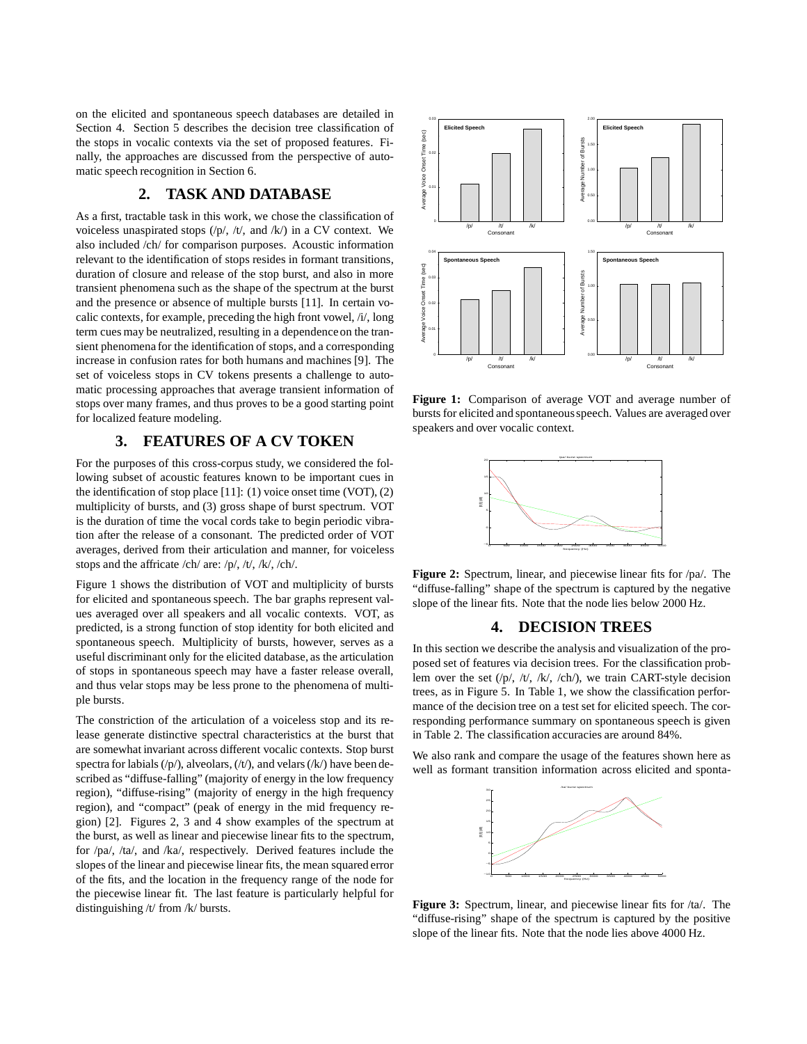on the elicited and spontaneous speech databases are detailed in Section 4. Section 5 describes the decision tree classification of the stops in vocalic contexts via the set of proposed features. Finally, the approaches are discussed from the perspective of automatic speech recognition in Section 6.

## 2. TASK AND DATABASE

As a first, tractable task in this work, we chose the classification of voiceless unaspirated stops (/p/, /t/, and /k/) in a CV context. We also included /ch/ for comparison purposes. Acoustic information relevant to the identification of stops resides in formant transitions, duration of closure and release of the stop burst, and also in more transient phenomena such as the shape of the spectrum at the burst and the presence or absence of multiple bursts [11]. In certain vocalic contexts, for example, preceding the high front vowel, /i/, long term cues may be neutralized, resulting in a dependence on the transient phenomena for the identification of stops, and a corresponding increase in confusion rates for both humans and machines [9]. The set of voiceless stops in CV tokens presents a challenge to automatic processing approaches that average transient information of stops over many frames, and thus proves to be a good starting point for localized feature modeling.

## 3. FEATURES OF A CV TOKEN

For the purposes of this cross-corpus study, we considered the following subset of acoustic features known to be important cues in the identification of stop place [11]: (1) voice onset time (VOT), (2) multiplicity of bursts, and (3) gross shape of burst spectrum. VOT is the duration of time the vocal cords take to begin periodic vibration after the release of a consonant. The predicted order of VOT averages, derived from their articulation and manner, for voiceless stops and the affricate /ch/ are: /p/, /t/, /k/, /ch/.

Figure 1 shows the distribution of VOT and multiplicity of bursts for elicited and spontaneous speech. The bar graphs represent values averaged over all speakers and all vocalic contexts. VOT, as predicted, is a strong function of stop identity for both elicited and spontaneous speech. Multiplicity of bursts, however, serves as a useful discriminant only for the elicited database, as the articulation of stops in spontaneous speech may have a faster release overall, and thus velar stops may be less prone to the phenomena of multiple bursts.

The constriction of the articulation of a voiceless stop and its release generate distinctive spectral characteristics at the burst that are somewhat invariant across different vocalic contexts. Stop burst spectra for labials (/p/), alveolars, (/t/), and velars (/k/) have been described as "diffuse-falling" (majority of energy in the low frequency region), "diffuse-rising" (majority of energy in the high frequency region), and "compact" (peak of energy in the mid frequency region) [2]. Figures 2, 3 and 4 show examples of the spectrum at the burst, as well as linear and piecewise linear fits to the spectrum, for /pa/, /ta/, and /ka/, respectively. Derived features include the slopes of the linear and piecewise linear fits, the mean squared error of the fits, and the location in the frequency range of the node for the piecewise linear fit. The last feature is particularly helpful for distinguishing /t/ from /k/ bursts.

**Figure 1:** Comparison of average VOT and average number of bursts for elicited and spontaneous speech. Values are averaged over speakers and over vocalic context.

**Figure 2:** Spectrum, linear, and piecewise linear fits for /pa/. The "diffuse-falling" shape of the spectrum is captured by the negative slope of the linear fits. Note that the node lies below 2000 Hz.

## 4. DECISION TREES

In this section we describe the analysis and visualization of the proposed set of features via decision trees. For the classification problem over the set (/p/, /t/, /k/, /ch/), we train CART-style decision trees, as in Figure 5. In Table 1, we show the classification performance of the decision tree on a test set for elicited speech. The corresponding performance summary on spontaneous speech is given in Table 2. The classification accuracies are around 84%.

We also rank and compare the usage of the features shown here as well as formant transition information across elicited and sponta-

**Figure 3:** Spectrum, linear, and piecewise linear fits for /ta/. The "diffuse-rising" shape of the spectrum is captured by the positive slope of the linear fits. Note that the node lies above 4000 Hz.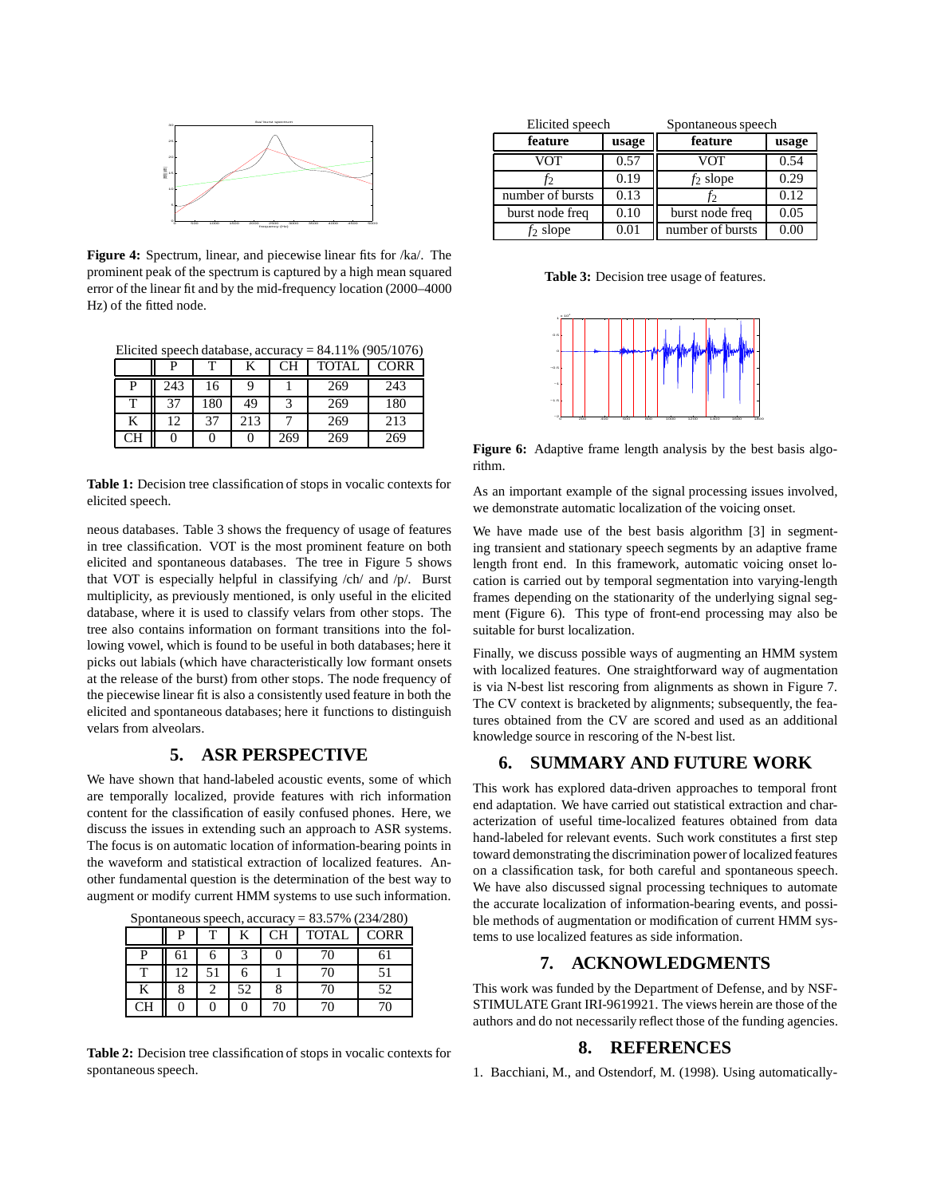Figure 4: Spectrum, linear, and piecewise linear fits for /ka/. The prominent peak of the spectrum is captured by a high mean squared error of the linear fit and by the mid-frequency location (2000–4000 Hz) of the fitted node.

Elicited speech database, accuracy = 84.11% (905/1076)

| | P | T | K | CH | TOTAL | CORR |
|---|---|---|---|---|---|---|
| P | 243 | 16 | 9 | 1 | 269 | 243 |
| T | 37 | 180 | 49 | 3 | 269 | 180 |
| K | 12 | 37 | 213 | 7 | 269 | 213 |
| CH | 0 | 0 | 0 | 269 | 269 | 269 |

**Table 1:** Decision tree classification of stops in vocalic contexts for elicited speech.

neous databases. Table 3 shows the frequency of usage of features in tree classification. VOT is the most prominent feature on both elicited and spontaneous databases. The tree in Figure 5 shows that VOT is especially helpful in classifying /ch/ and /p/. Burst multiplicity, as previously mentioned, is only useful in the elicited database, where it is used to classify velars from other stops. The tree also contains information on formant transitions into the following vowel, which is found to be useful in both databases; here it picks out labials (which have characteristically low formant onsets at the release of the burst) from other stops. The node frequency of the piecewise linear fit is also a consistently used feature in both the elicited and spontaneous databases; here it functions to distinguish velars from alveolars.

## 5. ASR PERSPECTIVE

We have shown that hand-labeled acoustic events, some of which are temporally localized, provide features with rich information content for the classification of easily confused phones. Here, we discuss the issues in extending such an approach to ASR systems. The focus is on automatic location of information-bearing points in the waveform and statistical extraction of localized features. Another fundamental question is the determination of the best way to augment or modify current HMM systems to use such information.

Spontaneous speech, accuracy = 83.57% (234/280)

| | P | T | K | CH | TOTAL | CORR |
|---|---|---|---|---|---|---|
| P | 61 | 6 | 3 | 0 | 70 | 61 |
| T | 12 | 51 | 6 | 1 | 70 | 51 |
| K | 8 | 2 | 52 | 8 | 70 | 52 |
| CH | 0 | 0 | 0 | 70 | 70 | 70 |

**Table 2:** Decision tree classification of stops in vocalic contexts for spontaneous speech.

| Elicited speech | | Spontaneous speech | |
|---|---|---|---|
| **feature** | **usage** | **feature** | **usage** |
| VOT | 0.57 | VOT | 0.54 |
| $f_2$ | 0.19 | $f_2$ slope | 0.29 |
| number of bursts | 0.13 | $f_2$ | 0.12 |
| burst node freq | 0.10 | burst node freq | 0.05 |
| $f_2$ slope | 0.01 | number of bursts | 0.00 |

**Table 3:** Decision tree usage of features.

**Figure 6:** Adaptive frame length analysis by the best basis algorithm.

As an important example of the signal processing issues involved, we demonstrate automatic localization of the voicing onset.

We have made use of the best basis algorithm [3] in segmenting transient and stationary speech segments by an adaptive frame length front end. In this framework, automatic voicing onset location is carried out by temporal segmentation into varying-length frames depending on the stationarity of the underlying signal segment (Figure 6). This type of front-end processing may also be suitable for burst localization.

Finally, we discuss possible ways of augmenting an HMM system with localized features. One straightforward way of augmentation is via N-best list rescoring from alignments as shown in Figure 7. The CV context is bracketed by alignments; subsequently, the features obtained from the CV are scored and used as an additional knowledge source in rescoring of the N-best list.

## 6. SUMMARY AND FUTURE WORK

This work has explored data-driven approaches to temporal front end adaptation. We have carried out statistical extraction and characterization of useful time-localized features obtained from data hand-labeled for relevant events. Such work constitutes a first step toward demonstrating the discrimination power of localized features on a classification task, for both careful and spontaneous speech. We have also discussed signal processing techniques to automate the accurate localization of information-bearing events, and possible methods of augmentation or modification of current HMM systems to use localized features as side information.

## 7. ACKNOWLEDGMENTS

This work was funded by the Department of Defense, and by NSF-STIMULATE Grant IRI-9619921. The views herein are those of the authors and do not necessarily reflect those of the funding agencies.

## 8. REFERENCES

1. Bacchiani, M., and Ostendorf, M. (1998). Using automatically-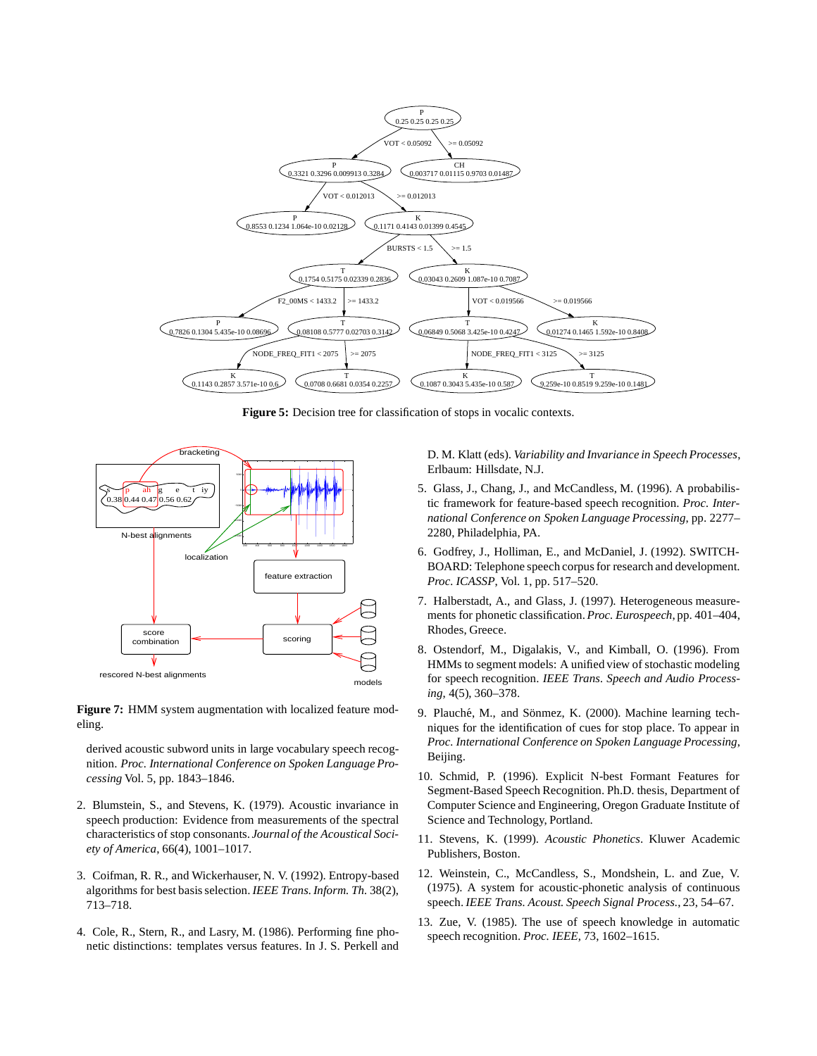P
0.25 0.25 0.25 0.25

VOT < 0.05092
>= 0.05092

P
0.3321 0.3296 0.009913 0.3284

CH
0.003717 0.01115 0.9703 0.01487

VOT < 0.012013
>= 0.012013

P
0.8553 0.1234 1.064e-10 0.02128

K
0.1171 0.4143 0.01399 0.4545

BURSTS < 1.5
>= 1.5

T
0.1754 0.5175 0.02339 0.2836

K
0.03043 0.2609 1.087e-10 0.7087

F2_00MS < 1433.2
>= 1433.2

VOT < 0.019566
>= 0.019566

P
0.7826 0.1304 5.435e-10 0.08696

T
0.08108 0.5777 0.02703 0.3142

T
0.06849 0.5068 3.425e-10 0.4247

K
0.01274 0.1465 1.592e-10 0.8408

NODE_FREQ_FIT1 < 2075
>= 2075

NODE_FREQ_FIT1 < 3125
>= 3125

K
0.1143 0.2857 3.571e-10 0.6

T
0.0708 0.6681 0.0354 0.2257

K
0.1087 0.3043 5.435e-10 0.587

T
9.259e-10 0.8519 9.259e-10 0.1481

**Figure 5:** Decision tree for classification of stops in vocalic contexts.

bracketing

p ah g e t iy
0.38 0.44 0.47 0.56 0.62

N-best alignments

localization

feature extraction

score combination

scoring

rescored N-best alignments

models

**Figure 7:** HMM system augmentation with localized feature modeling.

derived acoustic subword units in large vocabulary speech recognition. *Proc. International Conference on Spoken Language Processing* Vol. 5, pp. 1843–1846.

2. Blumstein, S., and Stevens, K. (1979). Acoustic invariance in speech production: Evidence from measurements of the spectral characteristics of stop consonants. *Journal of the Acoustical Society of America*, 66(4), 1001–1017.

3. Coifman, R. R., and Wickerhauser, N. V. (1992). Entropy-based algorithms for best basis selection. *IEEE Trans. Inform. Th.* 38(2), 713–718.

4. Cole, R., Stern, R., and Lasry, M. (1986). Performing fine phonetic distinctions: templates versus features. In J. S. Perkell and D. M. Klatt (eds). *Variability and Invariance in Speech Processes*, Erlbaum: Hillsdale, N.J.

5. Glass, J., Chang, J., and McCandless, M. (1996). A probabilistic framework for feature-based speech recognition. *Proc. International Conference on Spoken Language Processing*, pp. 2277–2280, Philadelphia, PA.

6. Godfrey, J., Holliman, E., and McDaniel, J. (1992). SWITCHBOARD: Telephone speech corpus for research and development. *Proc. ICASSP*, Vol. 1, pp. 517–520.

7. Halberstadt, A., and Glass, J. (1997). Heterogeneous measurements for phonetic classification. *Proc. Eurospeech*, pp. 401–404, Rhodes, Greece.

8. Ostendorf, M., Digalakis, V., and Kimball, O. (1996). From HMMs to segment models: A unified view of stochastic modeling for speech recognition. *IEEE Trans. Speech and Audio Processing*, 4(5), 360–378.

9. Plauché, M., and Sönmez, K. (2000). Machine learning techniques for the identification of cues for stop place. To appear in *Proc. International Conference on Spoken Language Processing*, Beijing.

10. Schmid, P. (1996). Explicit N-best Formant Features for Segment-Based Speech Recognition. Ph.D. thesis, Department of Computer Science and Engineering, Oregon Graduate Institute of Science and Technology, Portland.

11. Stevens, K. (1999). *Acoustic Phonetics*. Kluwer Academic Publishers, Boston.

12. Weinstein, C., McCandless, S., Mondshein, L. and Zue, V. (1975). A system for acoustic-phonetic analysis of continuous speech. *IEEE Trans. Acoust. Speech Signal Process.*, 23, 54–67.

13. Zue, V. (1985). The use of speech knowledge in automatic speech recognition. *Proc. IEEE*, 73, 1602–1615.